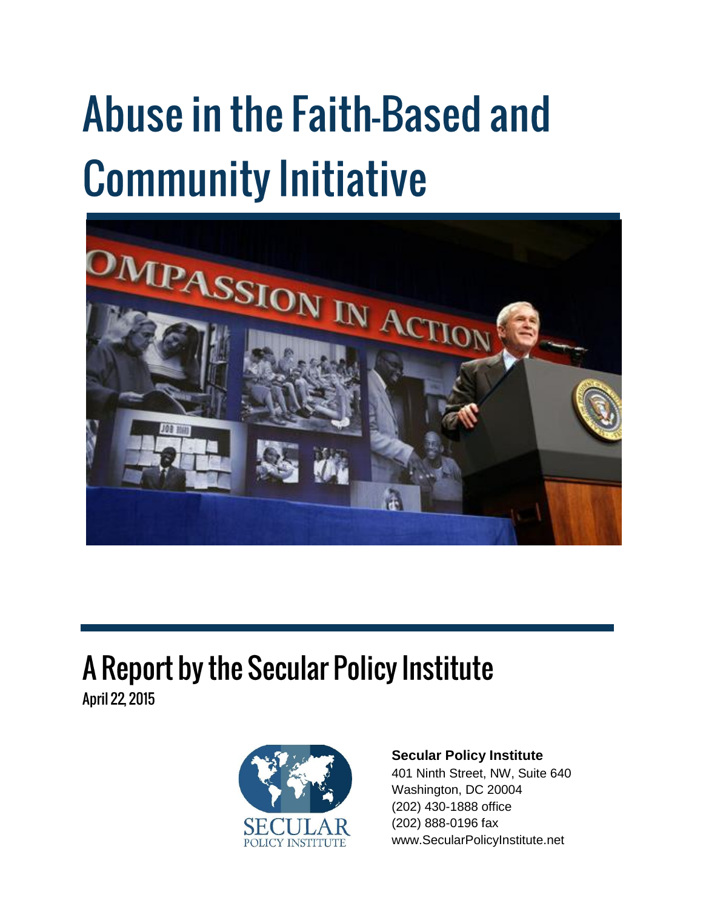# Abuse in the Faith-Based and Community Initiative

## A Report by the Secular Policy Institute

April 22, 2015

**Secular Policy Institute**
401 Ninth Street, NW, Suite 640
Washington, DC 20004
(202) 430-1888 office
(202) 888-0196 fax
www.SecularPolicyInstitute.net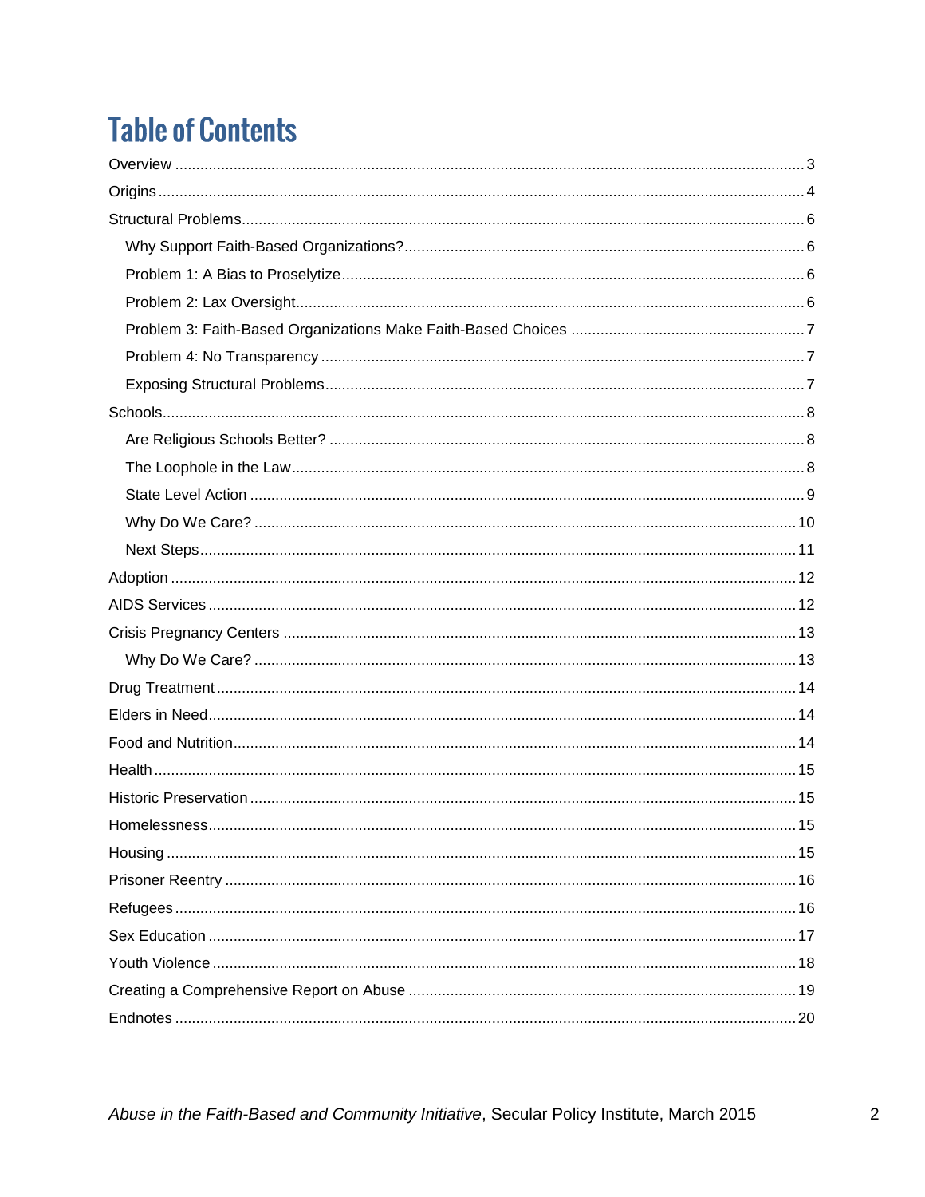# Table of Contents

- Overview ..... 3
- Origins ..... 4
- Structural Problems ..... 6
  - Why Support Faith-Based Organizations? ..... 6
  - Problem 1: A Bias to Proselytize ..... 6
  - Problem 2: Lax Oversight ..... 6
  - Problem 3: Faith-Based Organizations Make Faith-Based Choices ..... 7
  - Problem 4: No Transparency ..... 7
  - Exposing Structural Problems ..... 7
- Schools ..... 8
  - Are Religious Schools Better? ..... 8
  - The Loophole in the Law ..... 8
  - State Level Action ..... 9
  - Why Do We Care? ..... 10
  - Next Steps ..... 11
- Adoption ..... 12
- AIDS Services ..... 12
- Crisis Pregnancy Centers ..... 13
  - Why Do We Care? ..... 13
- Drug Treatment ..... 14
- Elders in Need ..... 14
- Food and Nutrition ..... 14
- Health ..... 15
- Historic Preservation ..... 15
- Homelessness ..... 15
- Housing ..... 15
- Prisoner Reentry ..... 16
- Refugees ..... 16
- Sex Education ..... 17
- Youth Violence ..... 18
- Creating a Comprehensive Report on Abuse ..... 19
- Endnotes ..... 20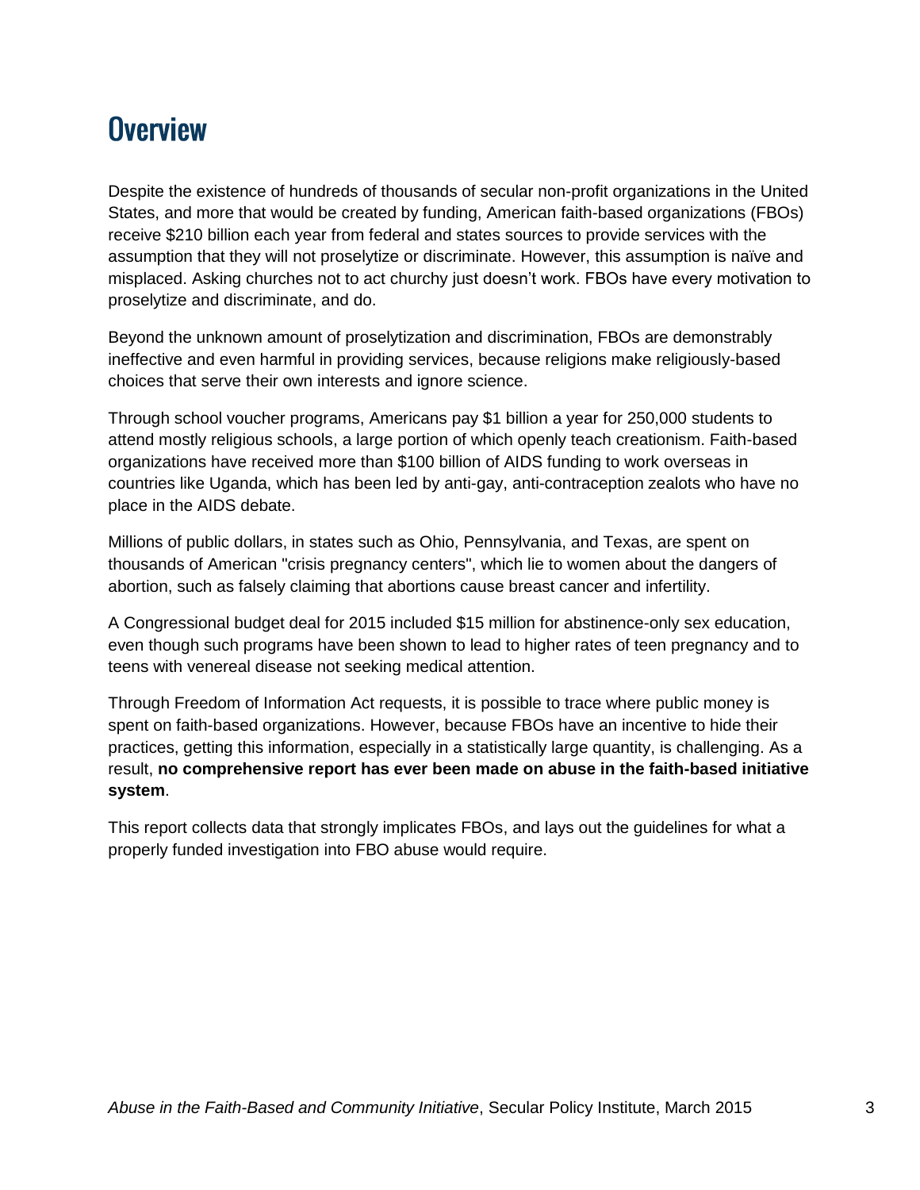# Overview

Despite the existence of hundreds of thousands of secular non-profit organizations in the United States, and more that would be created by funding, American faith-based organizations (FBOs) receive $210 billion each year from federal and states sources to provide services with the assumption that they will not proselytize or discriminate. However, this assumption is naïve and misplaced. Asking churches not to act churchy just doesn't work. FBOs have every motivation to proselytize and discriminate, and do.

Beyond the unknown amount of proselytization and discrimination, FBOs are demonstrably ineffective and even harmful in providing services, because religions make religiously-based choices that serve their own interests and ignore science.

Through school voucher programs, Americans pay $1 billion a year for 250,000 students to attend mostly religious schools, a large portion of which openly teach creationism. Faith-based organizations have received more than $100 billion of AIDS funding to work overseas in countries like Uganda, which has been led by anti-gay, anti-contraception zealots who have no place in the AIDS debate.

Millions of public dollars, in states such as Ohio, Pennsylvania, and Texas, are spent on thousands of American "crisis pregnancy centers", which lie to women about the dangers of abortion, such as falsely claiming that abortions cause breast cancer and infertility.

A Congressional budget deal for 2015 included $15 million for abstinence-only sex education, even though such programs have been shown to lead to higher rates of teen pregnancy and to teens with venereal disease not seeking medical attention.

Through Freedom of Information Act requests, it is possible to trace where public money is spent on faith-based organizations. However, because FBOs have an incentive to hide their practices, getting this information, especially in a statistically large quantity, is challenging. As a result, **no comprehensive report has ever been made on abuse in the faith-based initiative system**.

This report collects data that strongly implicates FBOs, and lays out the guidelines for what a properly funded investigation into FBO abuse would require.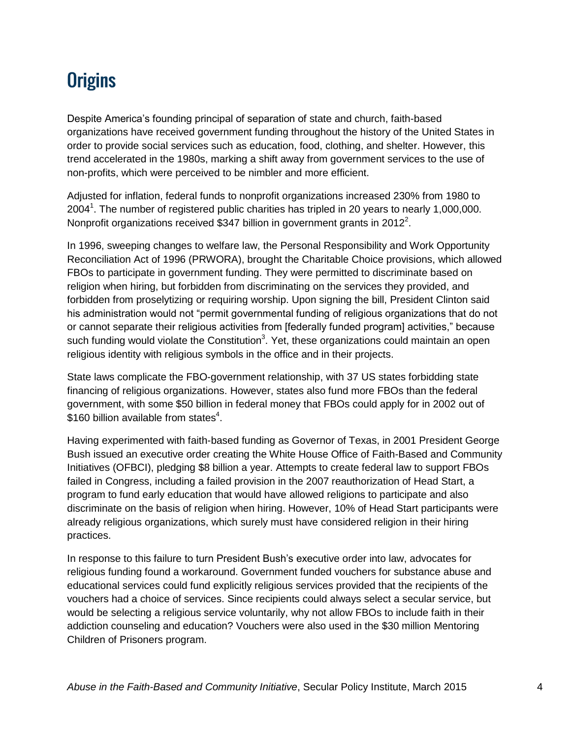# Origins

Despite America's founding principal of separation of state and church, faith-based organizations have received government funding throughout the history of the United States in order to provide social services such as education, food, clothing, and shelter. However, this trend accelerated in the 1980s, marking a shift away from government services to the use of non-profits, which were perceived to be nimbler and more efficient.

Adjusted for inflation, federal funds to nonprofit organizations increased 230% from 1980 to 2004[1]. The number of registered public charities has tripled in 20 years to nearly 1,000,000. Nonprofit organizations received $347 billion in government grants in 2012[2].

In 1996, sweeping changes to welfare law, the Personal Responsibility and Work Opportunity Reconciliation Act of 1996 (PRWORA), brought the Charitable Choice provisions, which allowed FBOs to participate in government funding. They were permitted to discriminate based on religion when hiring, but forbidden from discriminating on the services they provided, and forbidden from proselytizing or requiring worship. Upon signing the bill, President Clinton said his administration would not "permit governmental funding of religious organizations that do not or cannot separate their religious activities from [federally funded program] activities," because such funding would violate the Constitution[3]. Yet, these organizations could maintain an open religious identity with religious symbols in the office and in their projects.

State laws complicate the FBO-government relationship, with 37 US states forbidding state financing of religious organizations. However, states also fund more FBOs than the federal government, with some $50 billion in federal money that FBOs could apply for in 2002 out of $160 billion available from states[4].

Having experimented with faith-based funding as Governor of Texas, in 2001 President George Bush issued an executive order creating the White House Office of Faith-Based and Community Initiatives (OFBCI), pledging $8 billion a year. Attempts to create federal law to support FBOs failed in Congress, including a failed provision in the 2007 reauthorization of Head Start, a program to fund early education that would have allowed religions to participate and also discriminate on the basis of religion when hiring. However, 10% of Head Start participants were already religious organizations, which surely must have considered religion in their hiring practices.

In response to this failure to turn President Bush's executive order into law, advocates for religious funding found a workaround. Government funded vouchers for substance abuse and educational services could fund explicitly religious services provided that the recipients of the vouchers had a choice of services. Since recipients could always select a secular service, but would be selecting a religious service voluntarily, why not allow FBOs to include faith in their addiction counseling and education? Vouchers were also used in the $30 million Mentoring Children of Prisoners program.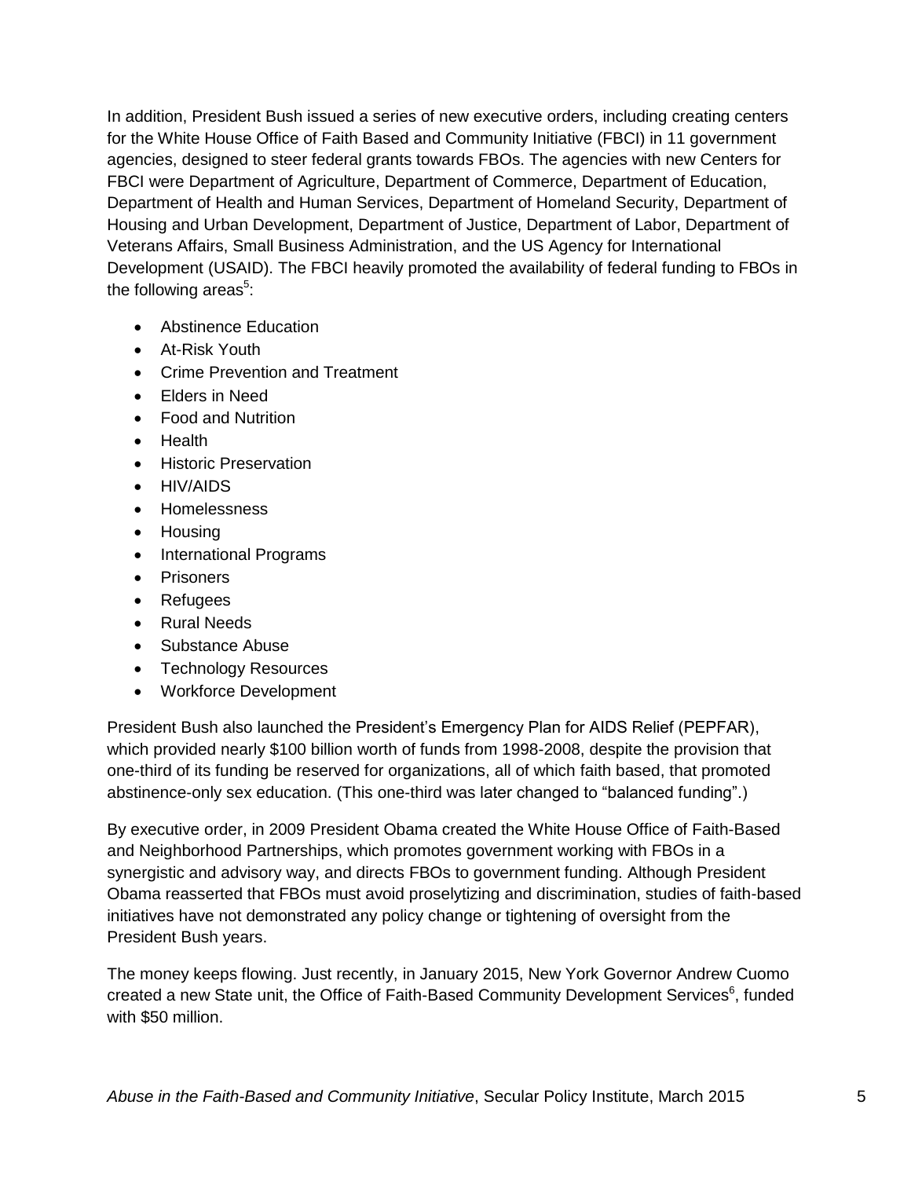In addition, President Bush issued a series of new executive orders, including creating centers for the White House Office of Faith Based and Community Initiative (FBCI) in 11 government agencies, designed to steer federal grants towards FBOs. The agencies with new Centers for FBCI were Department of Agriculture, Department of Commerce, Department of Education, Department of Health and Human Services, Department of Homeland Security, Department of Housing and Urban Development, Department of Justice, Department of Labor, Department of Veterans Affairs, Small Business Administration, and the US Agency for International Development (USAID). The FBCI heavily promoted the availability of federal funding to FBOs in the following areas[5]:

- Abstinence Education
- At-Risk Youth
- Crime Prevention and Treatment
- Elders in Need
- Food and Nutrition
- Health
- Historic Preservation
- HIV/AIDS
- Homelessness
- Housing
- International Programs
- Prisoners
- Refugees
- Rural Needs
- Substance Abuse
- Technology Resources
- Workforce Development

President Bush also launched the President's Emergency Plan for AIDS Relief (PEPFAR), which provided nearly $100 billion worth of funds from 1998-2008, despite the provision that one-third of its funding be reserved for organizations, all of which faith based, that promoted abstinence-only sex education. (This one-third was later changed to "balanced funding".)

By executive order, in 2009 President Obama created the White House Office of Faith-Based and Neighborhood Partnerships, which promotes government working with FBOs in a synergistic and advisory way, and directs FBOs to government funding. Although President Obama reasserted that FBOs must avoid proselytizing and discrimination, studies of faith-based initiatives have not demonstrated any policy change or tightening of oversight from the President Bush years.

The money keeps flowing. Just recently, in January 2015, New York Governor Andrew Cuomo created a new State unit, the Office of Faith-Based Community Development Services[6], funded with $50 million.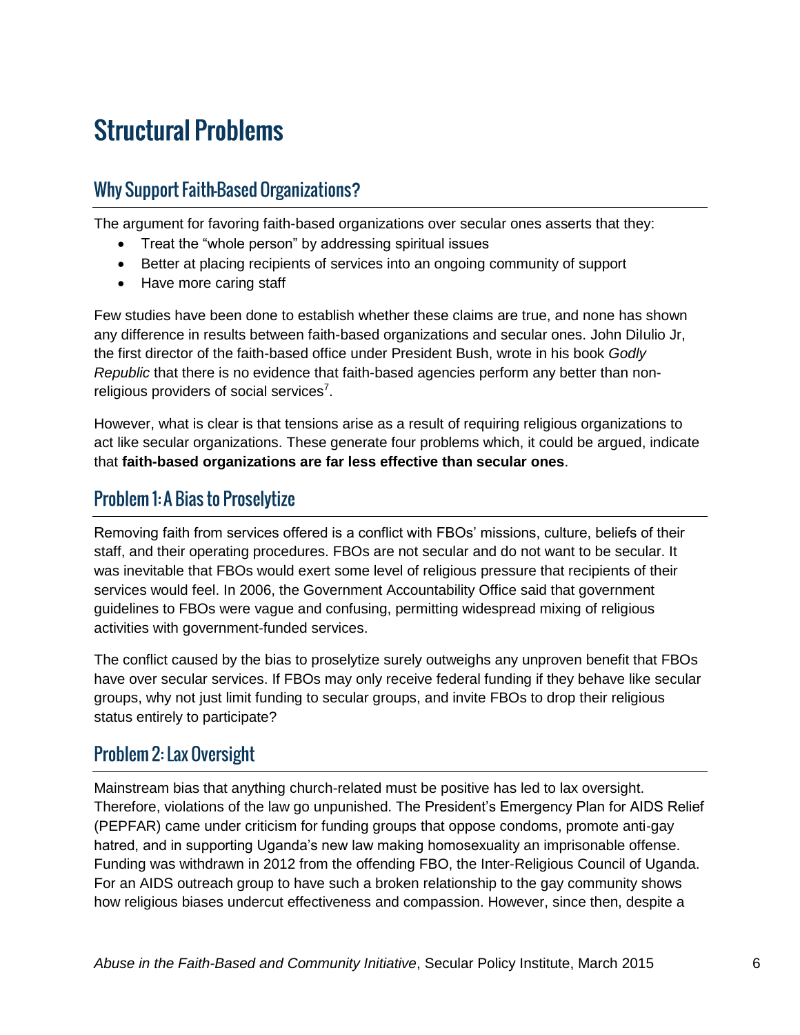# Structural Problems

## Why Support Faith-Based Organizations?

The argument for favoring faith-based organizations over secular ones asserts that they:

- Treat the "whole person" by addressing spiritual issues
- Better at placing recipients of services into an ongoing community of support
- Have more caring staff

Few studies have been done to establish whether these claims are true, and none has shown any difference in results between faith-based organizations and secular ones. John DiIulio Jr, the first director of the faith-based office under President Bush, wrote in his book *Godly Republic* that there is no evidence that faith-based agencies perform any better than non-religious providers of social services[7].

However, what is clear is that tensions arise as a result of requiring religious organizations to act like secular organizations. These generate four problems which, it could be argued, indicate that **faith-based organizations are far less effective than secular ones**.

## Problem 1: A Bias to Proselytize

Removing faith from services offered is a conflict with FBOs' missions, culture, beliefs of their staff, and their operating procedures. FBOs are not secular and do not want to be secular. It was inevitable that FBOs would exert some level of religious pressure that recipients of their services would feel. In 2006, the Government Accountability Office said that government guidelines to FBOs were vague and confusing, permitting widespread mixing of religious activities with government-funded services.

The conflict caused by the bias to proselytize surely outweighs any unproven benefit that FBOs have over secular services. If FBOs may only receive federal funding if they behave like secular groups, why not just limit funding to secular groups, and invite FBOs to drop their religious status entirely to participate?

## Problem 2: Lax Oversight

Mainstream bias that anything church-related must be positive has led to lax oversight. Therefore, violations of the law go unpunished. The President's Emergency Plan for AIDS Relief (PEPFAR) came under criticism for funding groups that oppose condoms, promote anti-gay hatred, and in supporting Uganda's new law making homosexuality an imprisonable offense. Funding was withdrawn in 2012 from the offending FBO, the Inter-Religious Council of Uganda. For an AIDS outreach group to have such a broken relationship to the gay community shows how religious biases undercut effectiveness and compassion. However, since then, despite a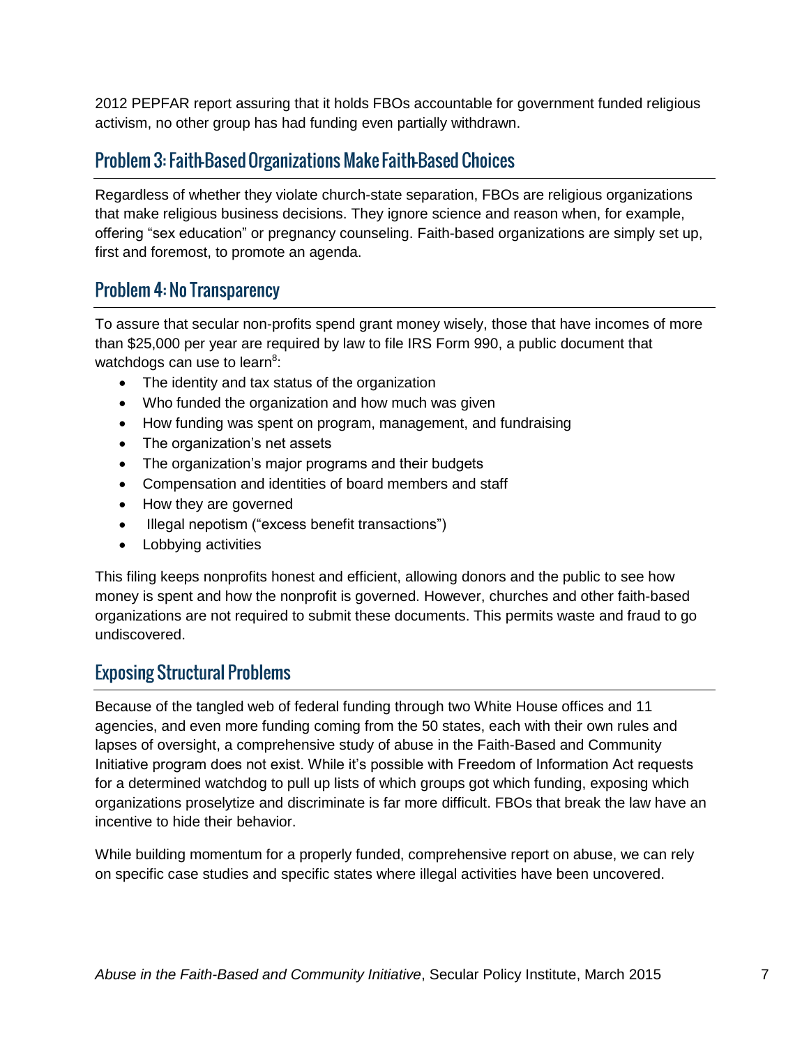2012 PEPFAR report assuring that it holds FBOs accountable for government funded religious activism, no other group has had funding even partially withdrawn.

## Problem 3: Faith-Based Organizations Make Faith-Based Choices

Regardless of whether they violate church-state separation, FBOs are religious organizations that make religious business decisions. They ignore science and reason when, for example, offering "sex education" or pregnancy counseling. Faith-based organizations are simply set up, first and foremost, to promote an agenda.

## Problem 4: No Transparency

To assure that secular non-profits spend grant money wisely, those that have incomes of more than $25,000 per year are required by law to file IRS Form 990, a public document that watchdogs can use to learn[8]:

- The identity and tax status of the organization
- Who funded the organization and how much was given
- How funding was spent on program, management, and fundraising
- The organization's net assets
- The organization's major programs and their budgets
- Compensation and identities of board members and staff
- How they are governed
- Illegal nepotism ("excess benefit transactions")
- Lobbying activities

This filing keeps nonprofits honest and efficient, allowing donors and the public to see how money is spent and how the nonprofit is governed. However, churches and other faith-based organizations are not required to submit these documents. This permits waste and fraud to go undiscovered.

## Exposing Structural Problems

Because of the tangled web of federal funding through two White House offices and 11 agencies, and even more funding coming from the 50 states, each with their own rules and lapses of oversight, a comprehensive study of abuse in the Faith-Based and Community Initiative program does not exist. While it's possible with Freedom of Information Act requests for a determined watchdog to pull up lists of which groups got which funding, exposing which organizations proselytize and discriminate is far more difficult. FBOs that break the law have an incentive to hide their behavior.

While building momentum for a properly funded, comprehensive report on abuse, we can rely on specific case studies and specific states where illegal activities have been uncovered.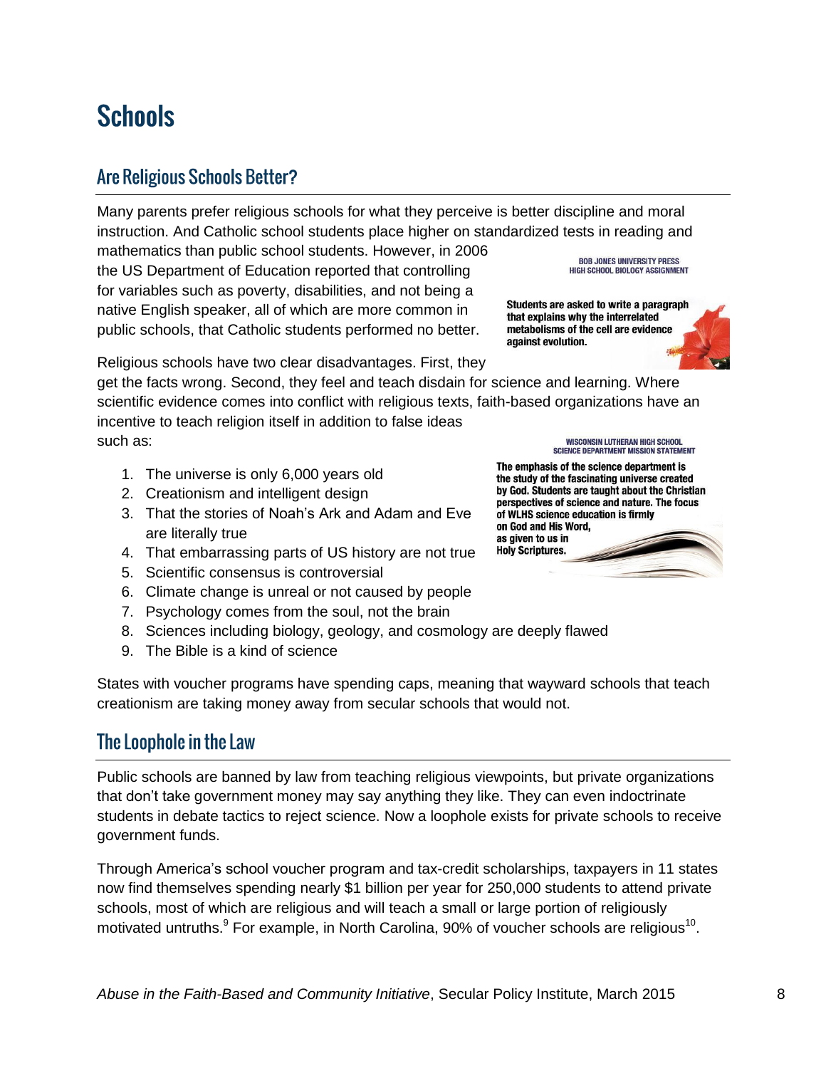# Schools

## Are Religious Schools Better?

Many parents prefer religious schools for what they perceive is better discipline and moral instruction. And Catholic school students place higher on standardized tests in reading and mathematics than public school students. However, in 2006 the US Department of Education reported that controlling for variables such as poverty, disabilities, and not being a native English speaker, all of which are more common in public schools, that Catholic students performed no better.

**BOB JONES UNIVERSITY PRESS HIGH SCHOOL BIOLOGY ASSIGNMENT**

**Students are asked to write a paragraph that explains why the interrelated metabolisms of the cell are evidence against evolution.**

Religious schools have two clear disadvantages. First, they get the facts wrong. Second, they feel and teach disdain for science and learning. Where scientific evidence comes into conflict with religious texts, faith-based organizations have an incentive to teach religion itself in addition to false ideas such as:

**WISCONSIN LUTHERAN HIGH SCHOOL SCIENCE DEPARTMENT MISSION STATEMENT**

**The emphasis of the science department is the study of the fascinating universe created by God. Students are taught about the Christian perspectives of science and nature. The focus of WLHS science education is firmly on God and His Word, as given to us in Holy Scriptures.**

1. The universe is only 6,000 years old
2. Creationism and intelligent design
3. That the stories of Noah's Ark and Adam and Eve are literally true
4. That embarrassing parts of US history are not true
5. Scientific consensus is controversial
6. Climate change is unreal or not caused by people
7. Psychology comes from the soul, not the brain
8. Sciences including biology, geology, and cosmology are deeply flawed
9. The Bible is a kind of science

States with voucher programs have spending caps, meaning that wayward schools that teach creationism are taking money away from secular schools that would not.

## The Loophole in the Law

Public schools are banned by law from teaching religious viewpoints, but private organizations that don't take government money may say anything they like. They can even indoctrinate students in debate tactics to reject science. Now a loophole exists for private schools to receive government funds.

Through America's school voucher program and tax-credit scholarships, taxpayers in 11 states now find themselves spending nearly $1 billion per year for 250,000 students to attend private schools, most of which are religious and will teach a small or large portion of religiously motivated untruths.[9] For example, in North Carolina, 90% of voucher schools are religious[10].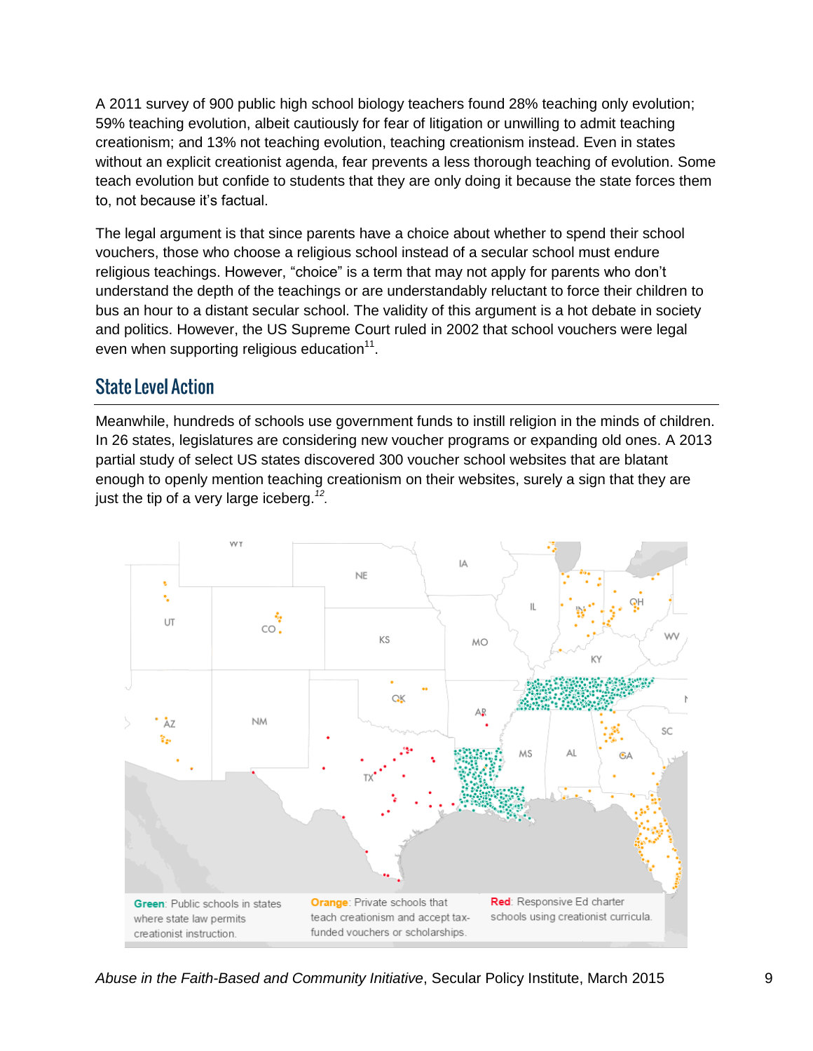A 2011 survey of 900 public high school biology teachers found 28% teaching only evolution; 59% teaching evolution, albeit cautiously for fear of litigation or unwilling to admit teaching creationism; and 13% not teaching evolution, teaching creationism instead. Even in states without an explicit creationist agenda, fear prevents a less thorough teaching of evolution. Some teach evolution but confide to students that they are only doing it because the state forces them to, not because it's factual.

The legal argument is that since parents have a choice about whether to spend their school vouchers, those who choose a religious school instead of a secular school must endure religious teachings. However, "choice" is a term that may not apply for parents who don't understand the depth of the teachings or are understandably reluctant to force their children to bus an hour to a distant secular school. The validity of this argument is a hot debate in society and politics. However, the US Supreme Court ruled in 2002 that school vouchers were legal even when supporting religious education[11].

## State Level Action

Meanwhile, hundreds of schools use government funds to instill religion in the minds of children. In 26 states, legislatures are considering new voucher programs or expanding old ones. A 2013 partial study of select US states discovered 300 voucher school websites that are blatant enough to openly mention teaching creationism on their websites, surely a sign that they are just the tip of a very large iceberg.[12].

**Green**: Public schools in states where state law permits creationist instruction. **Orange**: Private schools that teach creationism and accept tax-funded vouchers or scholarships. **Red**: Responsive Ed charter schools using creationist curricula.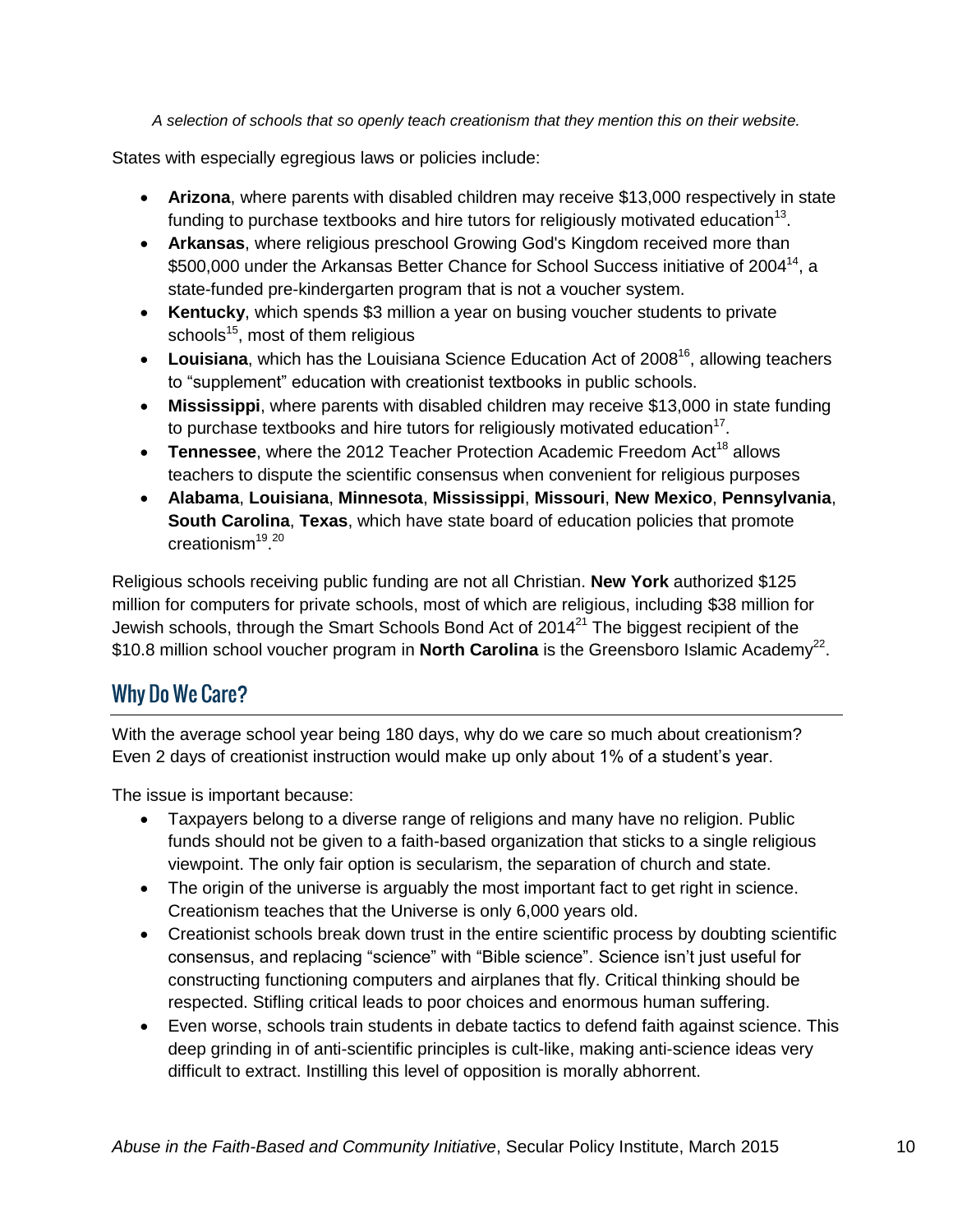*A selection of schools that so openly teach creationism that they mention this on their website.*

States with especially egregious laws or policies include:

- **Arizona**, where parents with disabled children may receive $13,000 respectively in state funding to purchase textbooks and hire tutors for religiously motivated education[13].
- **Arkansas**, where religious preschool Growing God's Kingdom received more than $500,000 under the Arkansas Better Chance for School Success initiative of 2004[14], a state-funded pre-kindergarten program that is not a voucher system.
- **Kentucky**, which spends $3 million a year on busing voucher students to private schools[15], most of them religious
- **Louisiana**, which has the Louisiana Science Education Act of 2008[16], allowing teachers to "supplement" education with creationist textbooks in public schools.
- **Mississippi**, where parents with disabled children may receive $13,000 in state funding to purchase textbooks and hire tutors for religiously motivated education[17].
- **Tennessee**, where the 2012 Teacher Protection Academic Freedom Act[18] allows teachers to dispute the scientific consensus when convenient for religious purposes
- **Alabama**, **Louisiana**, **Minnesota**, **Mississippi**, **Missouri**, **New Mexico**, **Pennsylvania**, **South Carolina**, **Texas**, which have state board of education policies that promote creationism[19].[20]

Religious schools receiving public funding are not all Christian. **New York** authorized $125 million for computers for private schools, most of which are religious, including $38 million for Jewish schools, through the Smart Schools Bond Act of 2014[21] The biggest recipient of the $10.8 million school voucher program in **North Carolina** is the Greensboro Islamic Academy[22].

## Why Do We Care?

With the average school year being 180 days, why do we care so much about creationism? Even 2 days of creationist instruction would make up only about 1% of a student's year.

The issue is important because:

- Taxpayers belong to a diverse range of religions and many have no religion. Public funds should not be given to a faith-based organization that sticks to a single religious viewpoint. The only fair option is secularism, the separation of church and state.
- The origin of the universe is arguably the most important fact to get right in science. Creationism teaches that the Universe is only 6,000 years old.
- Creationist schools break down trust in the entire scientific process by doubting scientific consensus, and replacing "science" with "Bible science". Science isn't just useful for constructing functioning computers and airplanes that fly. Critical thinking should be respected. Stifling critical leads to poor choices and enormous human suffering.
- Even worse, schools train students in debate tactics to defend faith against science. This deep grinding in of anti-scientific principles is cult-like, making anti-science ideas very difficult to extract. Instilling this level of opposition is morally abhorrent.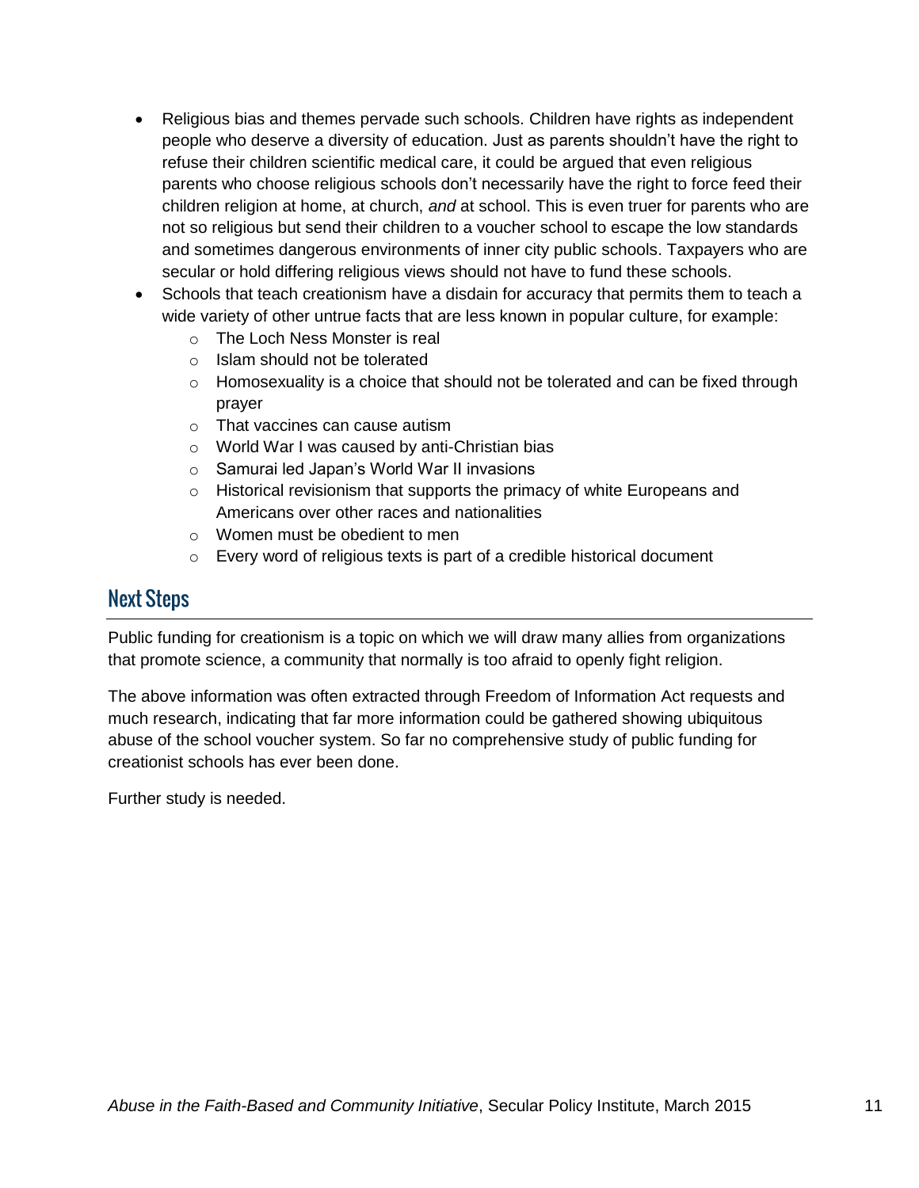- Religious bias and themes pervade such schools. Children have rights as independent people who deserve a diversity of education. Just as parents shouldn't have the right to refuse their children scientific medical care, it could be argued that even religious parents who choose religious schools don't necessarily have the right to force feed their children religion at home, at church, *and* at school. This is even truer for parents who are not so religious but send their children to a voucher school to escape the low standards and sometimes dangerous environments of inner city public schools. Taxpayers who are secular or hold differing religious views should not have to fund these schools.
- Schools that teach creationism have a disdain for accuracy that permits them to teach a wide variety of other untrue facts that are less known in popular culture, for example:
  - The Loch Ness Monster is real
  - Islam should not be tolerated
  - Homosexuality is a choice that should not be tolerated and can be fixed through prayer
  - That vaccines can cause autism
  - World War I was caused by anti-Christian bias
  - Samurai led Japan's World War II invasions
  - Historical revisionism that supports the primacy of white Europeans and Americans over other races and nationalities
  - Women must be obedient to men
  - Every word of religious texts is part of a credible historical document

## Next Steps

Public funding for creationism is a topic on which we will draw many allies from organizations that promote science, a community that normally is too afraid to openly fight religion.

The above information was often extracted through Freedom of Information Act requests and much research, indicating that far more information could be gathered showing ubiquitous abuse of the school voucher system. So far no comprehensive study of public funding for creationist schools has ever been done.

Further study is needed.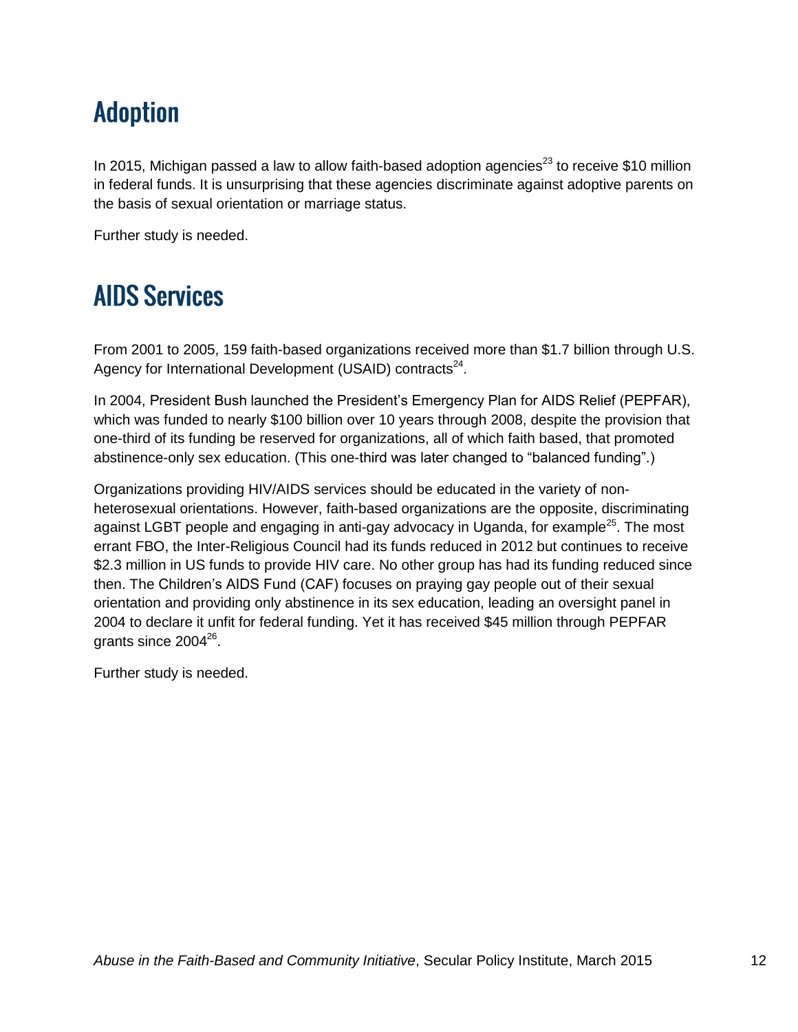## Adoption

In 2015, Michigan passed a law to allow faith-based adoption agencies[23] to receive $10 million in federal funds. It is unsurprising that these agencies discriminate against adoptive parents on the basis of sexual orientation or marriage status.

Further study is needed.

## AIDS Services

From 2001 to 2005, 159 faith-based organizations received more than $1.7 billion through U.S. Agency for International Development (USAID) contracts[24].

In 2004, President Bush launched the President's Emergency Plan for AIDS Relief (PEPFAR), which was funded to nearly $100 billion over 10 years through 2008, despite the provision that one-third of its funding be reserved for organizations, all of which faith based, that promoted abstinence-only sex education. (This one-third was later changed to "balanced funding".)

Organizations providing HIV/AIDS services should be educated in the variety of non-heterosexual orientations. However, faith-based organizations are the opposite, discriminating against LGBT people and engaging in anti-gay advocacy in Uganda, for example[25]. The most errant FBO, the Inter-Religious Council had its funds reduced in 2012 but continues to receive $2.3 million in US funds to provide HIV care. No other group has had its funding reduced since then. The Children's AIDS Fund (CAF) focuses on praying gay people out of their sexual orientation and providing only abstinence in its sex education, leading an oversight panel in 2004 to declare it unfit for federal funding. Yet it has received $45 million through PEPFAR grants since 2004[26].

Further study is needed.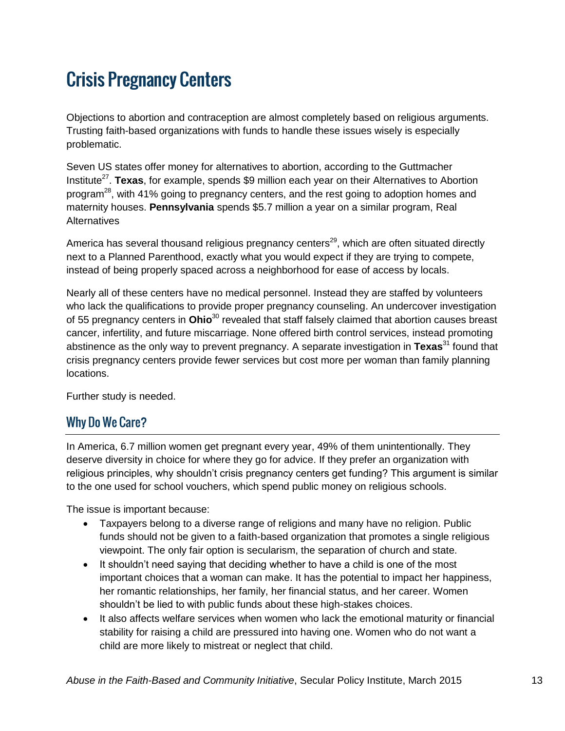# Crisis Pregnancy Centers

Objections to abortion and contraception are almost completely based on religious arguments. Trusting faith-based organizations with funds to handle these issues wisely is especially problematic.

Seven US states offer money for alternatives to abortion, according to the Guttmacher Institute[27]. **Texas**, for example, spends $9 million each year on their Alternatives to Abortion program[28], with 41% going to pregnancy centers, and the rest going to adoption homes and maternity houses. **Pennsylvania** spends $5.7 million a year on a similar program, Real Alternatives

America has several thousand religious pregnancy centers[29], which are often situated directly next to a Planned Parenthood, exactly what you would expect if they are trying to compete, instead of being properly spaced across a neighborhood for ease of access by locals.

Nearly all of these centers have no medical personnel. Instead they are staffed by volunteers who lack the qualifications to provide proper pregnancy counseling. An undercover investigation of 55 pregnancy centers in **Ohio**[30] revealed that staff falsely claimed that abortion causes breast cancer, infertility, and future miscarriage. None offered birth control services, instead promoting abstinence as the only way to prevent pregnancy. A separate investigation in **Texas**[31] found that crisis pregnancy centers provide fewer services but cost more per woman than family planning locations.

Further study is needed.

## Why Do We Care?

In America, 6.7 million women get pregnant every year, 49% of them unintentionally. They deserve diversity in choice for where they go for advice. If they prefer an organization with religious principles, why shouldn't crisis pregnancy centers get funding? This argument is similar to the one used for school vouchers, which spend public money on religious schools.

The issue is important because:

- Taxpayers belong to a diverse range of religions and many have no religion. Public funds should not be given to a faith-based organization that promotes a single religious viewpoint. The only fair option is secularism, the separation of church and state.
- It shouldn't need saying that deciding whether to have a child is one of the most important choices that a woman can make. It has the potential to impact her happiness, her romantic relationships, her family, her financial status, and her career. Women shouldn't be lied to with public funds about these high-stakes choices.
- It also affects welfare services when women who lack the emotional maturity or financial stability for raising a child are pressured into having one. Women who do not want a child are more likely to mistreat or neglect that child.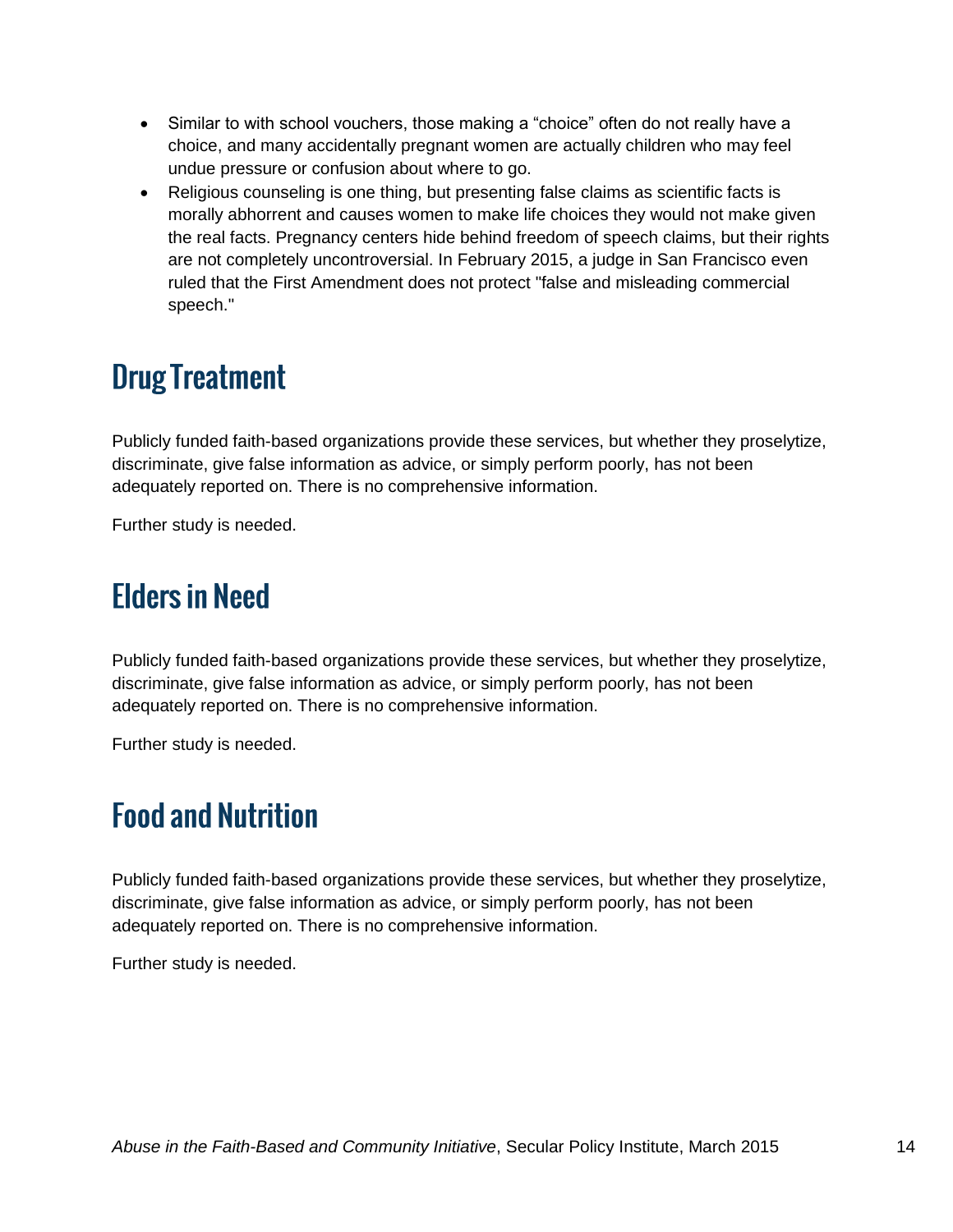- Similar to with school vouchers, those making a "choice" often do not really have a choice, and many accidentally pregnant women are actually children who may feel undue pressure or confusion about where to go.
- Religious counseling is one thing, but presenting false claims as scientific facts is morally abhorrent and causes women to make life choices they would not make given the real facts. Pregnancy centers hide behind freedom of speech claims, but their rights are not completely uncontroversial. In February 2015, a judge in San Francisco even ruled that the First Amendment does not protect "false and misleading commercial speech."

## Drug Treatment

Publicly funded faith-based organizations provide these services, but whether they proselytize, discriminate, give false information as advice, or simply perform poorly, has not been adequately reported on. There is no comprehensive information.

Further study is needed.

## Elders in Need

Publicly funded faith-based organizations provide these services, but whether they proselytize, discriminate, give false information as advice, or simply perform poorly, has not been adequately reported on. There is no comprehensive information.

Further study is needed.

## Food and Nutrition

Publicly funded faith-based organizations provide these services, but whether they proselytize, discriminate, give false information as advice, or simply perform poorly, has not been adequately reported on. There is no comprehensive information.

Further study is needed.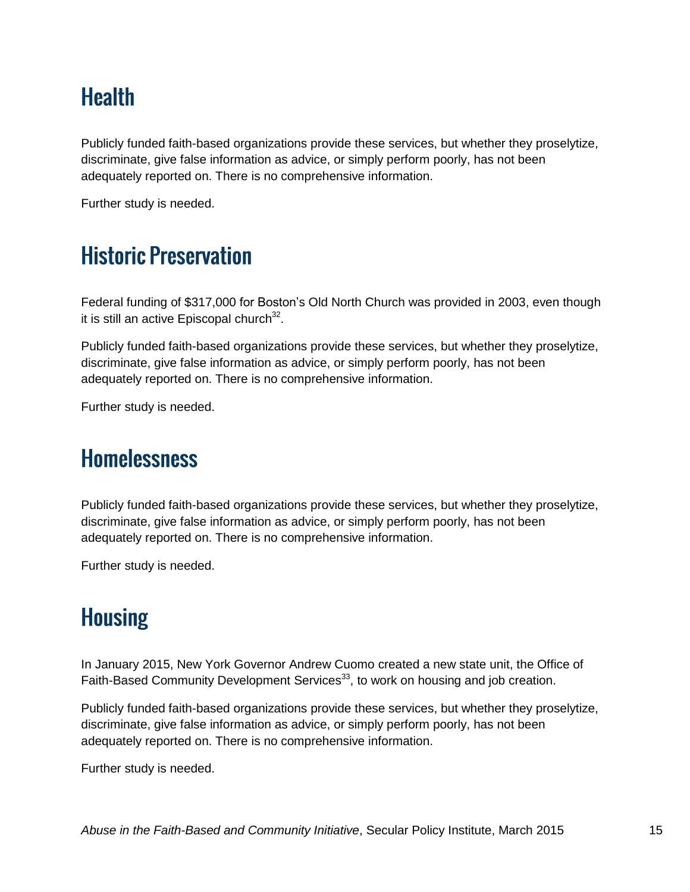## Health

Publicly funded faith-based organizations provide these services, but whether they proselytize, discriminate, give false information as advice, or simply perform poorly, has not been adequately reported on. There is no comprehensive information.

Further study is needed.

## Historic Preservation

Federal funding of $317,000 for Boston's Old North Church was provided in 2003, even though it is still an active Episcopal church[32].

Publicly funded faith-based organizations provide these services, but whether they proselytize, discriminate, give false information as advice, or simply perform poorly, has not been adequately reported on. There is no comprehensive information.

Further study is needed.

## Homelessness

Publicly funded faith-based organizations provide these services, but whether they proselytize, discriminate, give false information as advice, or simply perform poorly, has not been adequately reported on. There is no comprehensive information.

Further study is needed.

## Housing

In January 2015, New York Governor Andrew Cuomo created a new state unit, the Office of Faith-Based Community Development Services[33], to work on housing and job creation.

Publicly funded faith-based organizations provide these services, but whether they proselytize, discriminate, give false information as advice, or simply perform poorly, has not been adequately reported on. There is no comprehensive information.

Further study is needed.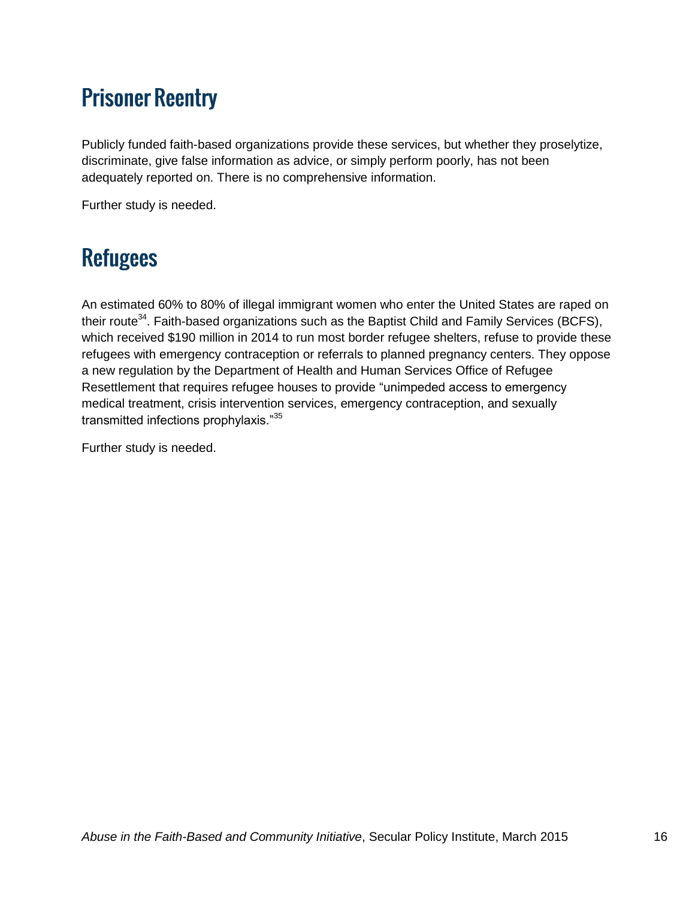## Prisoner Reentry

Publicly funded faith-based organizations provide these services, but whether they proselytize, discriminate, give false information as advice, or simply perform poorly, has not been adequately reported on. There is no comprehensive information.

Further study is needed.

## Refugees

An estimated 60% to 80% of illegal immigrant women who enter the United States are raped on their route[34]. Faith-based organizations such as the Baptist Child and Family Services (BCFS), which received $190 million in 2014 to run most border refugee shelters, refuse to provide these refugees with emergency contraception or referrals to planned pregnancy centers. They oppose a new regulation by the Department of Health and Human Services Office of Refugee Resettlement that requires refugee houses to provide "unimpeded access to emergency medical treatment, crisis intervention services, emergency contraception, and sexually transmitted infections prophylaxis."[35]

Further study is needed.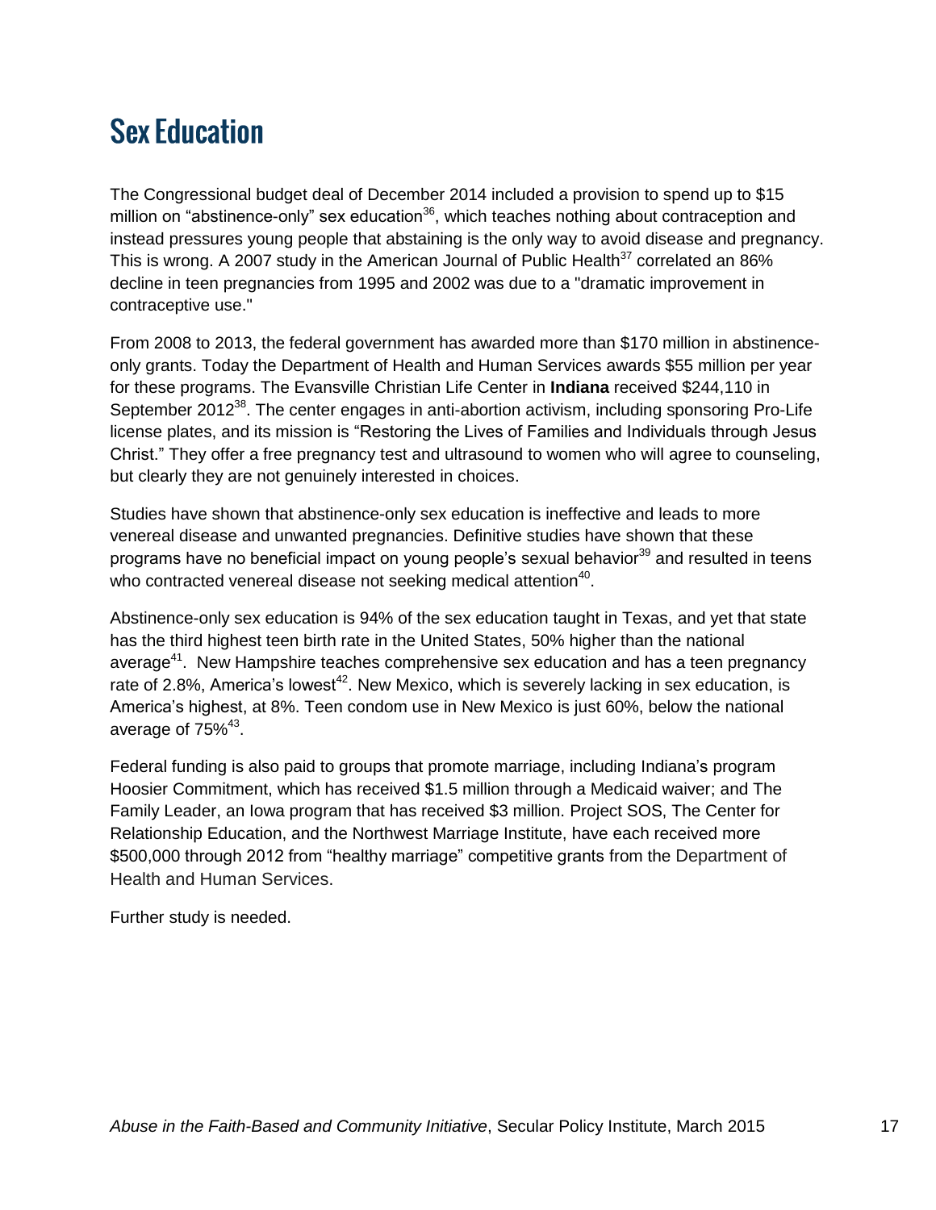# Sex Education

The Congressional budget deal of December 2014 included a provision to spend up to $15 million on “abstinence-only” sex education[36], which teaches nothing about contraception and instead pressures young people that abstaining is the only way to avoid disease and pregnancy. This is wrong. A 2007 study in the American Journal of Public Health[37] correlated an 86% decline in teen pregnancies from 1995 and 2002 was due to a "dramatic improvement in contraceptive use."

From 2008 to 2013, the federal government has awarded more than $170 million in abstinence-only grants. Today the Department of Health and Human Services awards $55 million per year for these programs. The Evansville Christian Life Center in **Indiana** received $244,110 in September 2012[38]. The center engages in anti-abortion activism, including sponsoring Pro-Life license plates, and its mission is “Restoring the Lives of Families and Individuals through Jesus Christ.” They offer a free pregnancy test and ultrasound to women who will agree to counseling, but clearly they are not genuinely interested in choices.

Studies have shown that abstinence-only sex education is ineffective and leads to more venereal disease and unwanted pregnancies. Definitive studies have shown that these programs have no beneficial impact on young people’s sexual behavior[39] and resulted in teens who contracted venereal disease not seeking medical attention[40].

Abstinence-only sex education is 94% of the sex education taught in Texas, and yet that state has the third highest teen birth rate in the United States, 50% higher than the national average[41]. New Hampshire teaches comprehensive sex education and has a teen pregnancy rate of 2.8%, America’s lowest[42]. New Mexico, which is severely lacking in sex education, is America’s highest, at 8%. Teen condom use in New Mexico is just 60%, below the national average of 75%[43].

Federal funding is also paid to groups that promote marriage, including Indiana’s program Hoosier Commitment, which has received $1.5 million through a Medicaid waiver; and The Family Leader, an Iowa program that has received $3 million. Project SOS, The Center for Relationship Education, and the Northwest Marriage Institute, have each received more $500,000 through 2012 from “healthy marriage” competitive grants from the Department of Health and Human Services.

Further study is needed.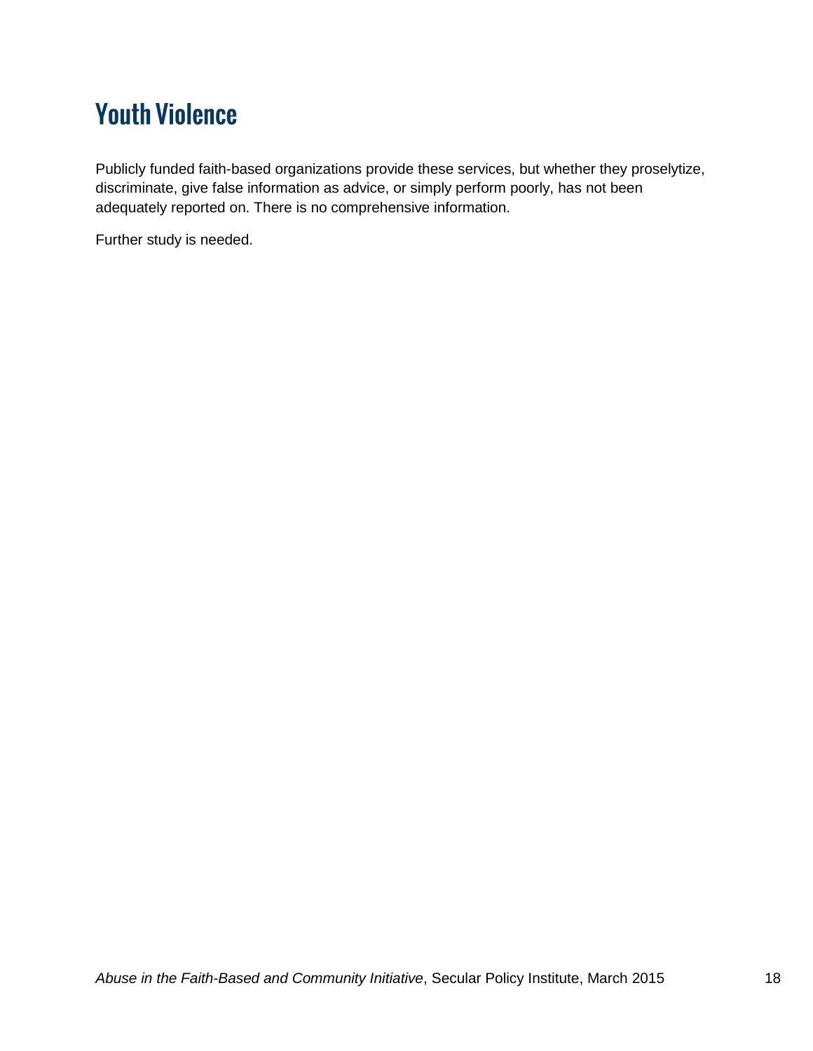# Youth Violence

Publicly funded faith-based organizations provide these services, but whether they proselytize, discriminate, give false information as advice, or simply perform poorly, has not been adequately reported on. There is no comprehensive information.

Further study is needed.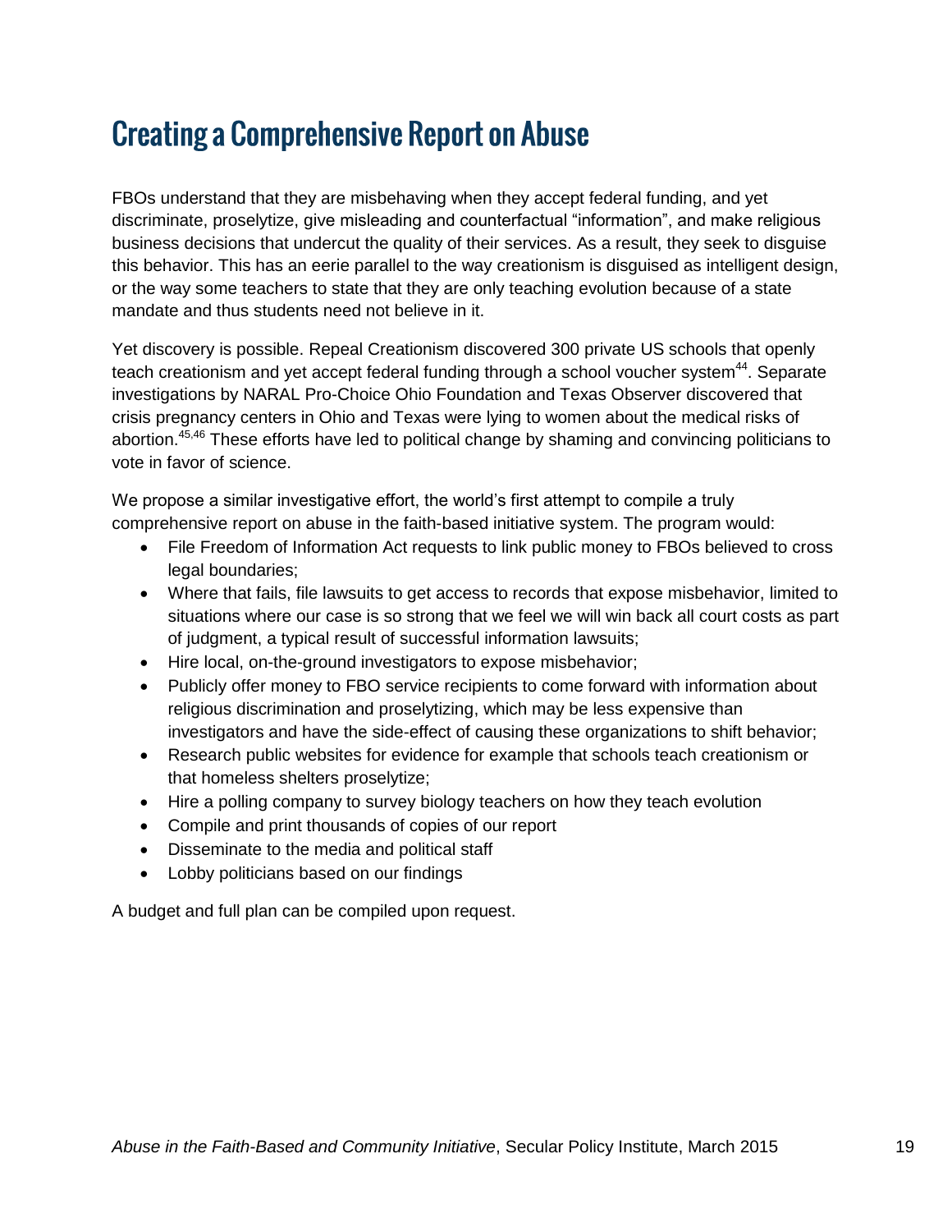# Creating a Comprehensive Report on Abuse

FBOs understand that they are misbehaving when they accept federal funding, and yet discriminate, proselytize, give misleading and counterfactual "information", and make religious business decisions that undercut the quality of their services. As a result, they seek to disguise this behavior. This has an eerie parallel to the way creationism is disguised as intelligent design, or the way some teachers to state that they are only teaching evolution because of a state mandate and thus students need not believe in it.

Yet discovery is possible. Repeal Creationism discovered 300 private US schools that openly teach creationism and yet accept federal funding through a school voucher system[44]. Separate investigations by NARAL Pro-Choice Ohio Foundation and Texas Observer discovered that crisis pregnancy centers in Ohio and Texas were lying to women about the medical risks of abortion.[45,46] These efforts have led to political change by shaming and convincing politicians to vote in favor of science.

We propose a similar investigative effort, the world's first attempt to compile a truly comprehensive report on abuse in the faith-based initiative system. The program would:

- File Freedom of Information Act requests to link public money to FBOs believed to cross legal boundaries;
- Where that fails, file lawsuits to get access to records that expose misbehavior, limited to situations where our case is so strong that we feel we will win back all court costs as part of judgment, a typical result of successful information lawsuits;
- Hire local, on-the-ground investigators to expose misbehavior;
- Publicly offer money to FBO service recipients to come forward with information about religious discrimination and proselytizing, which may be less expensive than investigators and have the side-effect of causing these organizations to shift behavior;
- Research public websites for evidence for example that schools teach creationism or that homeless shelters proselytize;
- Hire a polling company to survey biology teachers on how they teach evolution
- Compile and print thousands of copies of our report
- Disseminate to the media and political staff
- Lobby politicians based on our findings

A budget and full plan can be compiled upon request.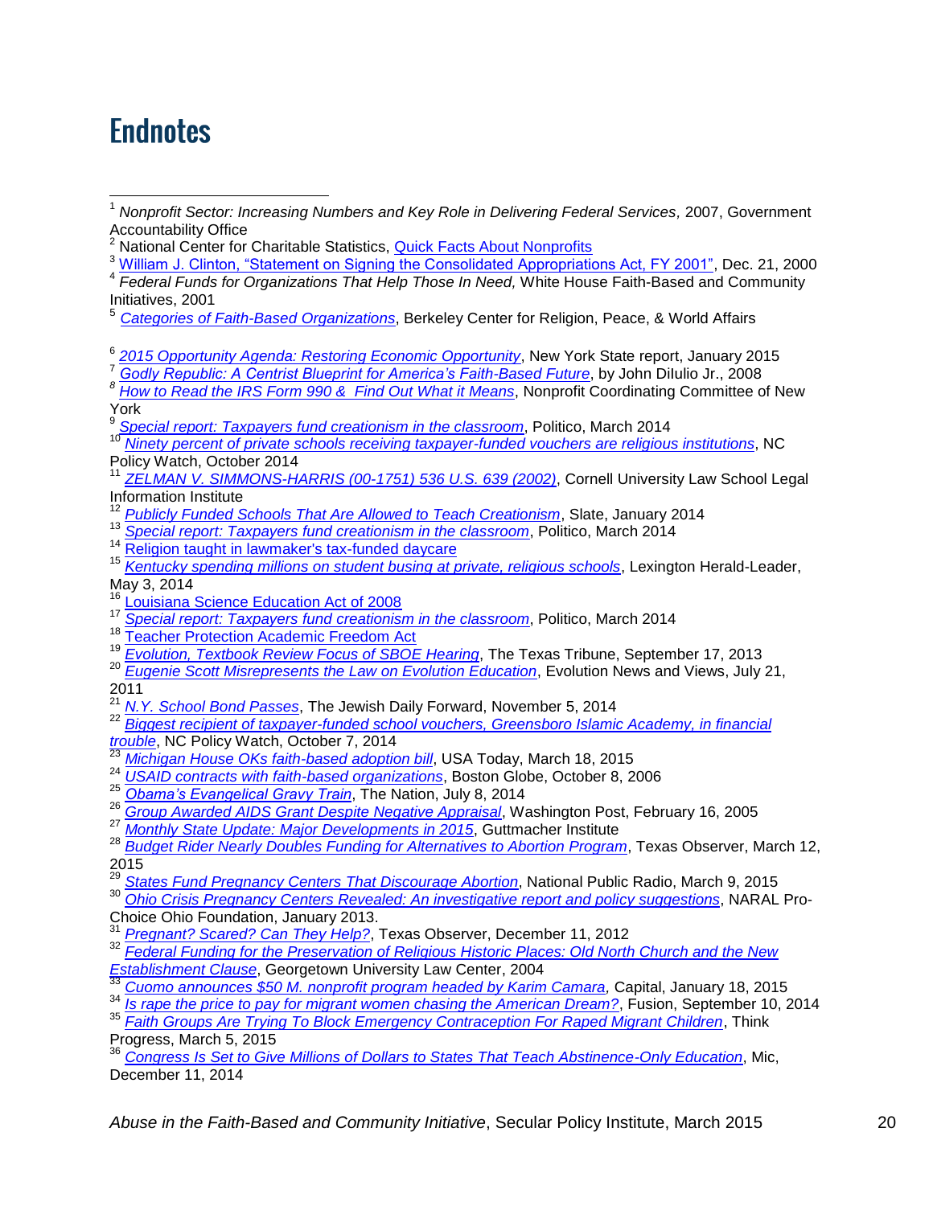# Endnotes

[1] *Nonprofit Sector: Increasing Numbers and Key Role in Delivering Federal Services,* 2007, Government Accountability Office

[2] National Center for Charitable Statistics, Quick Facts About Nonprofits

[3] William J. Clinton, "Statement on Signing the Consolidated Appropriations Act, FY 2001", Dec. 21, 2000

[4] *Federal Funds for Organizations That Help Those In Need,* White House Faith-Based and Community Initiatives, 2001

[5] *Categories of Faith-Based Organizations*, Berkeley Center for Religion, Peace, & World Affairs

[6] *2015 Opportunity Agenda: Restoring Economic Opportunity*, New York State report, January 2015

[7] *Godly Republic: A Centrist Blueprint for America's Faith-Based Future*, by John DiIulio Jr., 2008

[8] *How to Read the IRS Form 990 & Find Out What it Means*, Nonprofit Coordinating Committee of New York

[9] *Special report: Taxpayers fund creationism in the classroom*, Politico, March 2014

[10] *Ninety percent of private schools receiving taxpayer-funded vouchers are religious institutions*, NC Policy Watch, October 2014

[11] *ZELMAN V. SIMMONS-HARRIS (00-1751) 536 U.S. 639 (2002)*, Cornell University Law School Legal Information Institute

[12] *Publicly Funded Schools That Are Allowed to Teach Creationism*, Slate, January 2014

[13] *Special report: Taxpayers fund creationism in the classroom*, Politico, March 2014

[14] Religion taught in lawmaker's tax-funded daycare

[15] *Kentucky spending millions on student busing at private, religious schools*, Lexington Herald-Leader, May 3, 2014

[16] Louisiana Science Education Act of 2008

[17] *Special report: Taxpayers fund creationism in the classroom*, Politico, March 2014

[18] Teacher Protection Academic Freedom Act

[19] *Evolution, Textbook Review Focus of SBOE Hearing*, The Texas Tribune, September 17, 2013

[20] *Eugenie Scott Misrepresents the Law on Evolution Education*, Evolution News and Views, July 21, 2011

[21] *N.Y. School Bond Passes*, The Jewish Daily Forward, November 5, 2014

[22] *Biggest recipient of taxpayer-funded school vouchers, Greensboro Islamic Academy, in financial trouble*, NC Policy Watch, October 7, 2014

[23] *Michigan House OKs faith-based adoption bill*, USA Today, March 18, 2015

[24] *USAID contracts with faith-based organizations*, Boston Globe, October 8, 2006

[25] *Obama's Evangelical Gravy Train*, The Nation, July 8, 2014

[26] *Group Awarded AIDS Grant Despite Negative Appraisal*, Washington Post, February 16, 2005

[27] *Monthly State Update: Major Developments in 2015*, Guttmacher Institute

[28] *Budget Rider Nearly Doubles Funding for Alternatives to Abortion Program*, Texas Observer, March 12, 2015

[29] *States Fund Pregnancy Centers That Discourage Abortion*, National Public Radio, March 9, 2015

[30] *Ohio Crisis Pregnancy Centers Revealed: An investigative report and policy suggestions*, NARAL Pro-Choice Ohio Foundation, January 2013.

[31] *Pregnant? Scared? Can They Help?*, Texas Observer, December 11, 2012

[32] *Federal Funding for the Preservation of Religious Historic Places: Old North Church and the New Establishment Clause*, Georgetown University Law Center, 2004

[33] *Cuomo announces $50 M. nonprofit program headed by Karim Camara,* Capital, January 18, 2015

[34] *Is rape the price to pay for migrant women chasing the American Dream?*, Fusion, September 10, 2014

[35] *Faith Groups Are Trying To Block Emergency Contraception For Raped Migrant Children*, Think Progress, March 5, 2015

[36] *Congress Is Set to Give Millions of Dollars to States That Teach Abstinence-Only Education*, Mic, December 11, 2014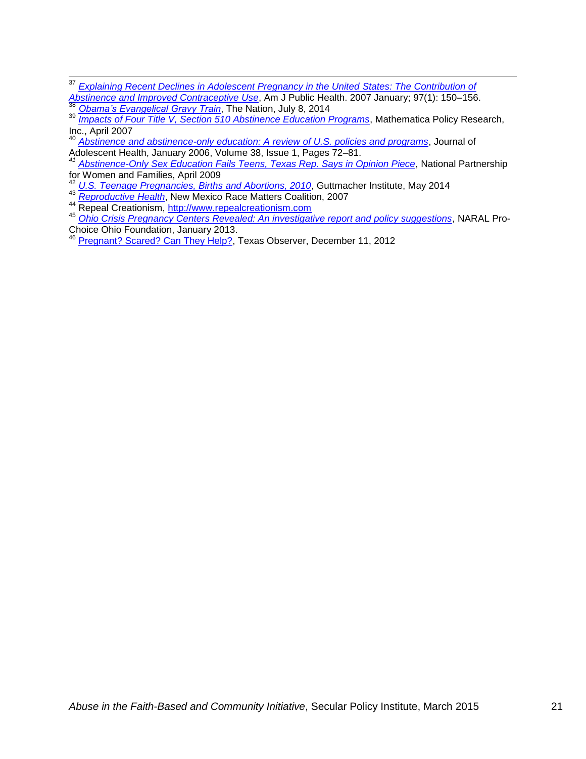[37] *Explaining Recent Declines in Adolescent Pregnancy in the United States: The Contribution of Abstinence and Improved Contraceptive Use*, Am J Public Health. 2007 January; 97(1): 150–156.

[38] *Obama's Evangelical Gravy Train*, The Nation, July 8, 2014

[39] *Impacts of Four Title V, Section 510 Abstinence Education Programs*, Mathematica Policy Research, Inc., April 2007

[40] *Abstinence and abstinence-only education: A review of U.S. policies and programs*, Journal of Adolescent Health, January 2006, Volume 38, Issue 1, Pages 72–81.

[41] *Abstinence-Only Sex Education Fails Teens, Texas Rep. Says in Opinion Piece*, National Partnership for Women and Families, April 2009

[42] *U.S. Teenage Pregnancies, Births and Abortions, 2010*, Guttmacher Institute, May 2014

[43] *Reproductive Health*, New Mexico Race Matters Coalition, 2007

[44] Repeal Creationism, http://www.repealcreationism.com

[45] *Ohio Crisis Pregnancy Centers Revealed: An investigative report and policy suggestions*, NARAL Pro-Choice Ohio Foundation, January 2013.

[46] Pregnant? Scared? Can They Help?, Texas Observer, December 11, 2012